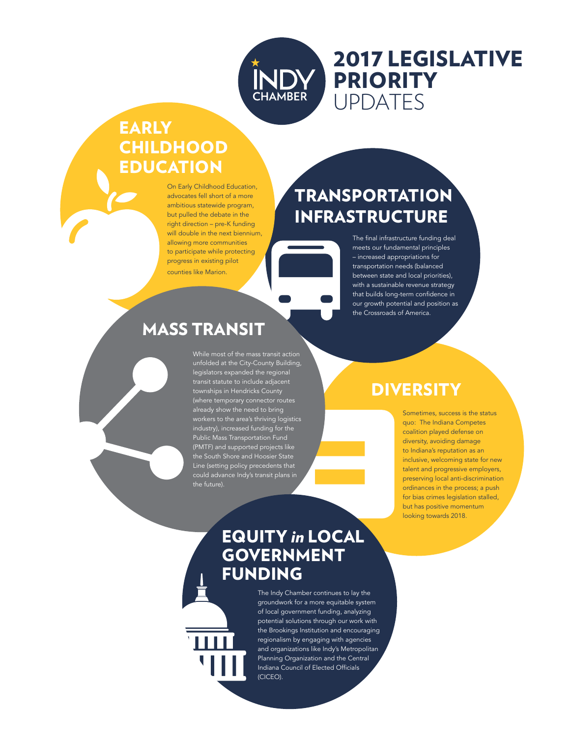# INDY CHAMBER 2017 LEGISLATIVE PRIORITY UPDATES

## EARLY CHILDHOOD EDUCATION

On Early Childhood Education, advocates fell short of a more ambitious statewide program, but pulled the debate in the right direction – pre-K funding will double in the next biennium, allowing more communities to participate while protecting progress in existing pilot counties like Marion.

## TRANSPORTATION INFRASTRUCTURE

The final infrastructure funding deal meets our fundamental principles – increased appropriations for transportation needs (balanced between state and local priorities), with a sustainable revenue strategy that builds long-term confidence in our growth potential and position as the Crossroads of America.

## MASS TRANSIT

While most of the mass transit action unfolded at the City-County Building, legislators expanded the regional transit statute to include adjacent townships in Hendricks County (where temporary connector routes already show the need to bring workers to the area's thriving logistics industry), increased funding for the Public Mass Transportation Fund (PMTF) and supported projects like the South Shore and Hoosier State Line (setting policy precedents that could advance Indy's transit plans in the future).

## DIVERSITY

Sometimes, success is the status quo: The Indiana Competes coalition played defense on diversity, avoiding damage to Indiana's reputation as an inclusive, welcoming state for new talent and progressive employers, preserving local anti-discrimination ordinances in the process; a push for bias crimes legislation stalled, but has positive momentum looking towards 2018.

## EQUITY *in* LOCAL GOVERNMENT FUNDING

The Indy Chamber continues to lay the groundwork for a more equitable system of local government funding, analyzing potential solutions through our work with the Brookings Institution and encouraging regionalism by engaging with agencies and organizations like Indy's Metropolitan Planning Organization and the Central Indiana Council of Elected Officials (CICEO).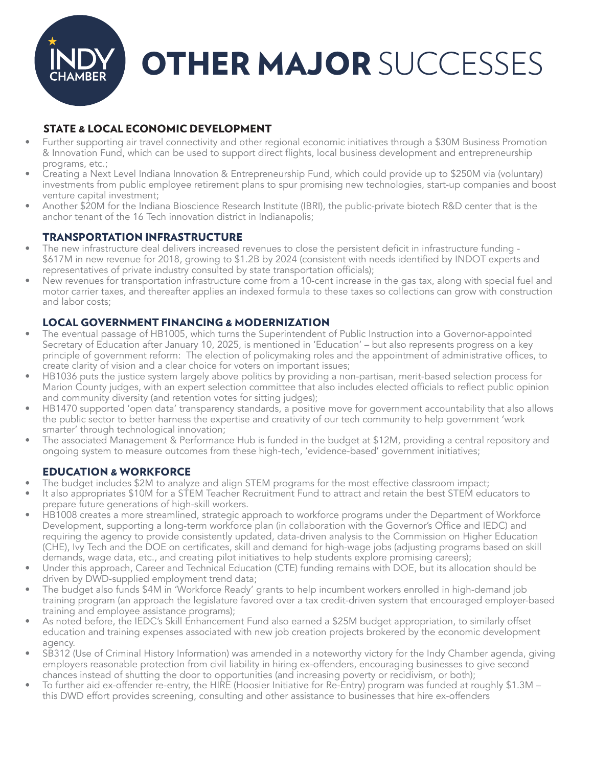# OTHER MAJOR SUCCESSES

### STATE & LOCAL ECONOMIC DEVELOPMENT

- Further supporting air travel connectivity and other regional economic initiatives through a $30M Business Promotion & Innovation Fund, which can be used to support direct flights, local business development and entrepreneurship programs, etc.;
- Creating a Next Level Indiana Innovation & Entrepreneurship Fund, which could provide up to $250M via (voluntary) investments from public employee retirement plans to spur promising new technologies, start-up companies and boost venture capital investment;
- Another $20M for the Indiana Bioscience Research Institute (IBRI), the public-private biotech R&D center that is the anchor tenant of the 16 Tech innovation district in Indianapolis;

### TRANSPORTATION INFRASTRUCTURE

- The new infrastructure deal delivers increased revenues to close the persistent deficit in infrastructure funding - $617M in new revenue for 2018, growing to $1.2B by 2024 (consistent with needs identified by INDOT experts and representatives of private industry consulted by state transportation officials);
- New revenues for transportation infrastructure come from a 10-cent increase in the gas tax, along with special fuel and motor carrier taxes, and thereafter applies an indexed formula to these taxes so collections can grow with construction and labor costs;

### LOCAL GOVERNMENT FINANCING & MODERNIZATION

- The eventual passage of HB1005, which turns the Superintendent of Public Instruction into a Governor-appointed Secretary of Education after January 10, 2025, is mentioned in 'Education' – but also represents progress on a key principle of government reform: The election of policymaking roles and the appointment of administrative offices, to create clarity of vision and a clear choice for voters on important issues;
- HB1036 puts the justice system largely above politics by providing a non-partisan, merit-based selection process for Marion County judges, with an expert selection committee that also includes elected officials to reflect public opinion and community diversity (and retention votes for sitting judges);
- HB1470 supported 'open data' transparency standards, a positive move for government accountability that also allows the public sector to better harness the expertise and creativity of our tech community to help government 'work smarter' through technological innovation;
- The associated Management & Performance Hub is funded in the budget at $12M, providing a central repository and ongoing system to measure outcomes from these high-tech, 'evidence-based' government initiatives;

### EDUCATION & WORKFORCE

- The budget includes $2M to analyze and align STEM programs for the most effective classroom impact;
- It also appropriates $10M for a STEM Teacher Recruitment Fund to attract and retain the best STEM educators to prepare future generations of high-skill workers.
- HB1008 creates a more streamlined, strategic approach to workforce programs under the Department of Workforce Development, supporting a long-term workforce plan (in collaboration with the Governor's Office and IEDC) and requiring the agency to provide consistently updated, data-driven analysis to the Commission on Higher Education (CHE), Ivy Tech and the DOE on certificates, skill and demand for high-wage jobs (adjusting programs based on skill demands, wage data, etc., and creating pilot initiatives to help students explore promising careers);
- Under this approach, Career and Technical Education (CTE) funding remains with DOE, but its allocation should be driven by DWD-supplied employment trend data;
- The budget also funds $4M in 'Workforce Ready' grants to help incumbent workers enrolled in high-demand job training program (an approach the legislature favored over a tax credit-driven system that encouraged employer-based training and employee assistance programs);
- As noted before, the IEDC's Skill Enhancement Fund also earned a $25M budget appropriation, to similarly offset education and training expenses associated with new job creation projects brokered by the economic development agency.
- SB312 (Use of Criminal History Information) was amended in a noteworthy victory for the Indy Chamber agenda, giving employers reasonable protection from civil liability in hiring ex-offenders, encouraging businesses to give second chances instead of shutting the door to opportunities (and increasing poverty or recidivism, or both);
- To further aid ex-offender re-entry, the HIRE (Hoosier Initiative for Re-Entry) program was funded at roughly $1.3M – this DWD effort provides screening, consulting and other assistance to businesses that hire ex-offenders